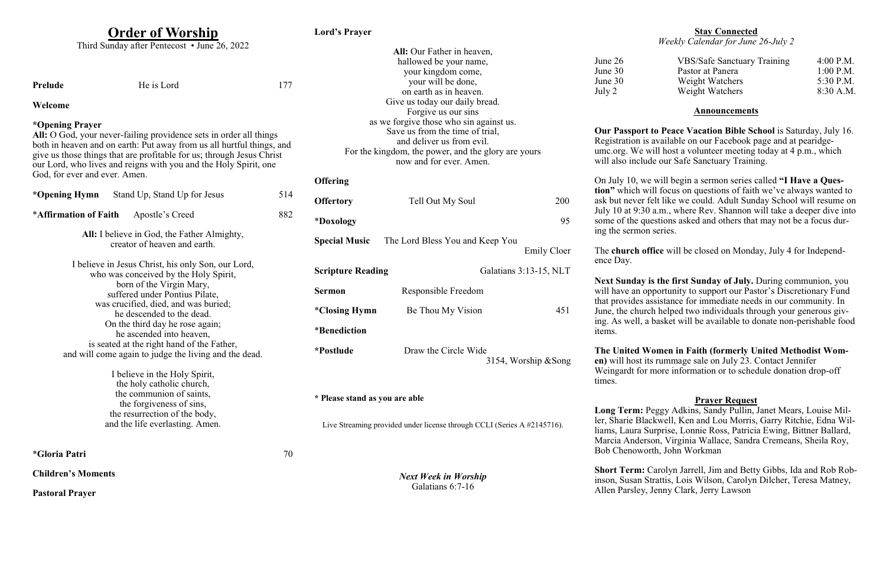# Order of Worship

Third Sunday after Pentecost • June 26, 2022

**Prelude** He is Lord 177

**Welcome**

**\*Opening Prayer**

**All:** O God, your never-failing providence sets in order all things both in heaven and on earth: Put away from us all hurtful things, and give us those things that are profitable for us; through Jesus Christ our Lord, who lives and reigns with you and the Holy Spirit, one God, for ever and ever. Amen.

**\*Opening Hymn** Stand Up, Stand Up for Jesus 514

**\*Affirmation of Faith** Apostle's Creed 882

**All:** I believe in God, the Father Almighty,
creator of heaven and earth.

I believe in Jesus Christ, his only Son, our Lord,
who was conceived by the Holy Spirit,
born of the Virgin Mary,
suffered under Pontius Pilate,
was crucified, died, and was buried;
he descended to the dead.
On the third day he rose again;
he ascended into heaven,
is seated at the right hand of the Father,
and will come again to judge the living and the dead.

I believe in the Holy Spirit,
the holy catholic church,
the communion of saints,
the forgiveness of sins,
the resurrection of the body,
and the life everlasting. Amen.

**\*Gloria Patri** 70

**Children's Moments**

**Pastoral Prayer**

**Lord's Prayer**

**All:** Our Father in heaven,
hallowed be your name,
your kingdom come,
your will be done,
on earth as in heaven.
Give us today our daily bread.
Forgive us our sins
as we forgive those who sin against us.
Save us from the time of trial,
and deliver us from evil.
For the kingdom, the power, and the glory are yours
now and for ever. Amen.

**Offering**

**Offertory** Tell Out My Soul 200

**\*Doxology** 95

**Special Music** The Lord Bless You and Keep You
Emily Cloer

**Scripture Reading** Galatians 3:13-15, NLT

**Sermon** Responsible Freedom

**\*Closing Hymn** Be Thou My Vision 451

**\*Benediction**

**\*Postlude** Draw the Circle Wide
3154, Worship &Song

**\* Please stand as you are able**

Live Streaming provided under license through CCLI (Series A #2145716).

***Next Week in Worship***
Galatians 6:7-16

## Stay Connected

*Weekly Calendar for June 26-July 2*

| | | |
|---|---|---|
| June 26 | VBS/Safe Sanctuary Training | 4:00 P.M. |
| June 30 | Pastor at Panera | 1:00 P.M. |
| June 30 | Weight Watchers | 5:30 P.M. |
| July 2 | Weight Watchers | 8:30 A.M. |

## Announcements

**Our Passport to Peace Vacation Bible School** is Saturday, July 16. Registration is available on our Facebook page and at pearidge-umc.org. We will host a volunteer meeting today at 4 p.m., which will also include our Safe Sanctuary Training.

On July 10, we will begin a sermon series called **"I Have a Question"** which will focus on questions of faith we've always wanted to ask but never felt like we could. Adult Sunday School will resume on July 10 at 9:30 a.m., where Rev. Shannon will take a deeper dive into some of the questions asked and others that may not be a focus during the sermon series.

The **church office** will be closed on Monday, July 4 for Independence Day.

**Next Sunday is the first Sunday of July.** During communion, you will have an opportunity to support our Pastor's Discretionary Fund that provides assistance for immediate needs in our community. In June, the church helped two individuals through your generous giving. As well, a basket will be available to donate non-perishable food items.

**The United Women in Faith (formerly United Methodist Women)** will host its rummage sale on July 23. Contact Jennifer Weingardt for more information or to schedule donation drop-off times.

## Prayer Request

**Long Term:** Peggy Adkins, Sandy Pullin, Janet Mears, Louise Miller, Sharie Blackwell, Ken and Lou Morris, Garry Ritchie, Edna Williams, Laura Surprise, Lonnie Ross, Patricia Ewing, Bittner Ballard, Marcia Anderson, Virginia Wallace, Sandra Cremeans, Sheila Roy, Bob Chenoworth, John Workman

**Short Term:** Carolyn Jarrell, Jim and Betty Gibbs, Ida and Rob Robinson, Susan Strattis, Lois Wilson, Carolyn Dilcher, Teresa Matney, Allen Parsley, Jenny Clark, Jerry Lawson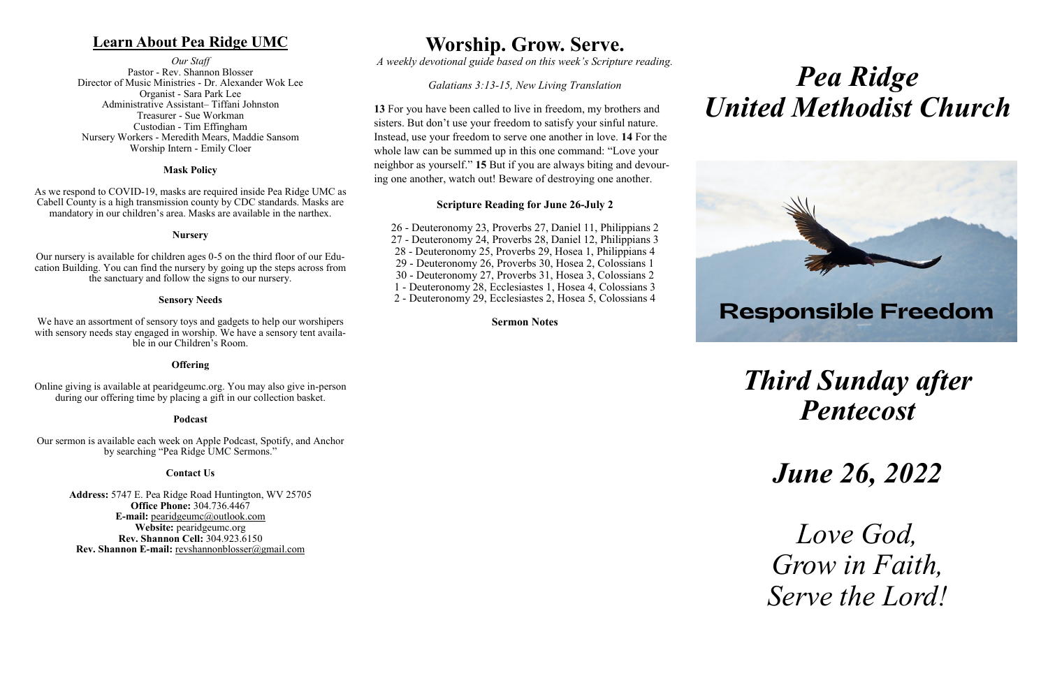## Learn About Pea Ridge UMC

*Our Staff*
Pastor - Rev. Shannon Blosser
Director of Music Ministries - Dr. Alexander Wok Lee
Organist - Sara Park Lee
Administrative Assistant– Tiffani Johnston
Treasurer - Sue Workman
Custodian - Tim Effingham
Nursery Workers - Meredith Mears, Maddie Sansom
Worship Intern - Emily Cloer

**Mask Policy**

As we respond to COVID-19, masks are required inside Pea Ridge UMC as Cabell County is a high transmission county by CDC standards. Masks are mandatory in our children's area. Masks are available in the narthex.

**Nursery**

Our nursery is available for children ages 0-5 on the third floor of our Education Building. You can find the nursery by going up the steps across from the sanctuary and follow the signs to our nursery.

**Sensory Needs**

We have an assortment of sensory toys and gadgets to help our worshipers with sensory needs stay engaged in worship. We have a sensory tent available in our Children's Room.

**Offering**

Online giving is available at pearidgeumc.org. You may also give in-person during our offering time by placing a gift in our collection basket.

**Podcast**

Our sermon is available each week on Apple Podcast, Spotify, and Anchor by searching "Pea Ridge UMC Sermons."

**Contact Us**

**Address:** 5747 E. Pea Ridge Road Huntington, WV 25705
**Office Phone:** 304.736.4467
**E-mail:** pearidgeumc@outlook.com
**Website:** pearidgeumc.org
**Rev. Shannon Cell:** 304.923.6150
**Rev. Shannon E-mail:** revshannonblosser@gmail.com

# Worship. Grow. Serve.

*A weekly devotional guide based on this week's Scripture reading.*

*Galatians 3:13-15, New Living Translation*

**13** For you have been called to live in freedom, my brothers and sisters. But don't use your freedom to satisfy your sinful nature. Instead, use your freedom to serve one another in love. **14** For the whole law can be summed up in this one command: "Love your neighbor as yourself." **15** But if you are always biting and devouring one another, watch out! Beware of destroying one another.

**Scripture Reading for June 26-July 2**

26 - Deuteronomy 23, Proverbs 27, Daniel 11, Philippians 2
27 - Deuteronomy 24, Proverbs 28, Daniel 12, Philippians 3
28 - Deuteronomy 25, Proverbs 29, Hosea 1, Philippians 4
29 - Deuteronomy 26, Proverbs 30, Hosea 2, Colossians 1
30 - Deuteronomy 27, Proverbs 31, Hosea 3, Colossians 2
1 - Deuteronomy 28, Ecclesiastes 1, Hosea 4, Colossians 3
2 - Deuteronomy 29, Ecclesiastes 2, Hosea 5, Colossians 4

**Sermon Notes**

# *Pea Ridge United Methodist Church*

**Responsible Freedom**

# *Third Sunday after Pentecost*

# *June 26, 2022*

*Love God,
Grow in Faith,
Serve the Lord!*